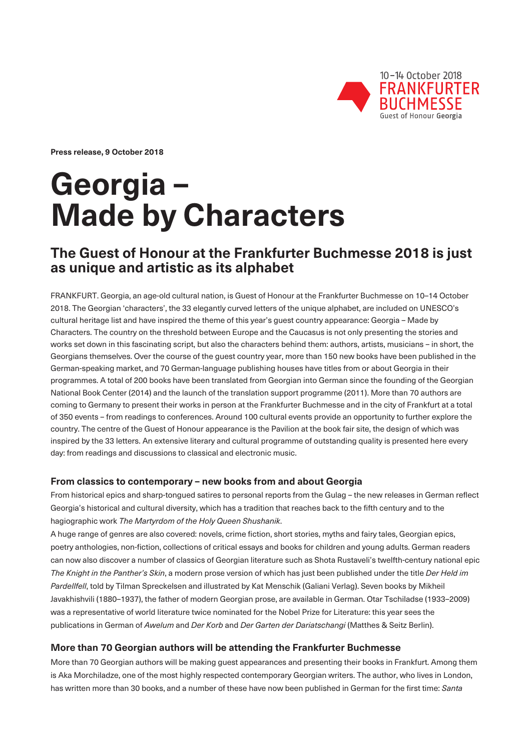10–14 October 2018
FRANKFURTER BUCHMESSE
Guest of Honour Georgia

**Press release, 9 October 2018**

# Georgia – Made by Characters

## The Guest of Honour at the Frankfurter Buchmesse 2018 is just as unique and artistic as its alphabet

FRANKFURT. Georgia, an age-old cultural nation, is Guest of Honour at the Frankfurter Buchmesse on 10–14 October 2018. The Georgian 'characters', the 33 elegantly curved letters of the unique alphabet, are included on UNESCO's cultural heritage list and have inspired the theme of this year's guest country appearance: Georgia – Made by Characters. The country on the threshold between Europe and the Caucasus is not only presenting the stories and works set down in this fascinating script, but also the characters behind them: authors, artists, musicians – in short, the Georgians themselves. Over the course of the guest country year, more than 150 new books have been published in the German-speaking market, and 70 German-language publishing houses have titles from or about Georgia in their programmes. A total of 200 books have been translated from Georgian into German since the founding of the Georgian National Book Center (2014) and the launch of the translation support programme (2011). More than 70 authors are coming to Germany to present their works in person at the Frankfurter Buchmesse and in the city of Frankfurt at a total of 350 events – from readings to conferences. Around 100 cultural events provide an opportunity to further explore the country. The centre of the Guest of Honour appearance is the Pavilion at the book fair site, the design of which was inspired by the 33 letters. An extensive literary and cultural programme of outstanding quality is presented here every day: from readings and discussions to classical and electronic music.

### From classics to contemporary – new books from and about Georgia

From historical epics and sharp-tongued satires to personal reports from the Gulag – the new releases in German reflect Georgia's historical and cultural diversity, which has a tradition that reaches back to the fifth century and to the hagiographic work *The Martyrdom of the Holy Queen Shushanik*.
A huge range of genres are also covered: novels, crime fiction, short stories, myths and fairy tales, Georgian epics, poetry anthologies, non-fiction, collections of critical essays and books for children and young adults. German readers can now also discover a number of classics of Georgian literature such as Shota Rustaveli's twelfth-century national epic *The Knight in the Panther's Skin*, a modern prose version of which has just been published under the title *Der Held im Pardellfell*, told by Tilman Spreckelsen and illustrated by Kat Menschik (Galiani Verlag). Seven books by Mikheil Javakhishvili (1880–1937), the father of modern Georgian prose, are available in German. Otar Tschiladse (1933–2009) was a representative of world literature twice nominated for the Nobel Prize for Literature: this year sees the publications in German of *Awelum* and *Der Korb* and *Der Garten der Dariatschangi* (Matthes & Seitz Berlin).

### More than 70 Georgian authors will be attending the Frankfurter Buchmesse

More than 70 Georgian authors will be making guest appearances and presenting their books in Frankfurt. Among them is Aka Morchiladze, one of the most highly respected contemporary Georgian writers. The author, who lives in London, has written more than 30 books, and a number of these have now been published in German for the first time: *Santa*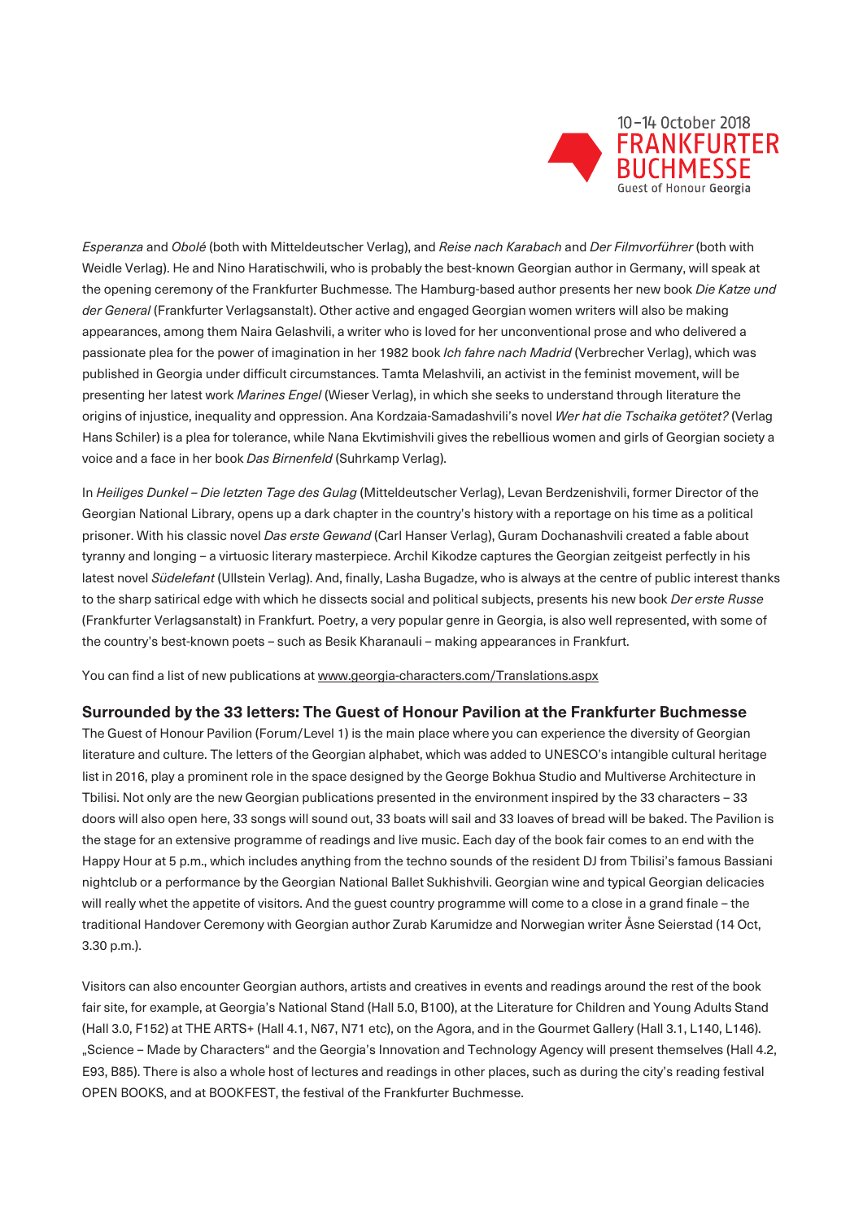*Esperanza* and *Obolé* (both with Mitteldeutscher Verlag), and *Reise nach Karabach* and *Der Filmvorführer* (both with Weidle Verlag). He and Nino Haratischwili, who is probably the best-known Georgian author in Germany, will speak at the opening ceremony of the Frankfurter Buchmesse. The Hamburg-based author presents her new book *Die Katze und der General* (Frankfurter Verlagsanstalt). Other active and engaged Georgian women writers will also be making appearances, among them Naira Gelashvili, a writer who is loved for her unconventional prose and who delivered a passionate plea for the power of imagination in her 1982 book *Ich fahre nach Madrid* (Verbrecher Verlag), which was published in Georgia under difficult circumstances. Tamta Melashvili, an activist in the feminist movement, will be presenting her latest work *Marines Engel* (Wieser Verlag), in which she seeks to understand through literature the origins of injustice, inequality and oppression. Ana Kordzaia-Samadashvili's novel *Wer hat die Tschaika getötet?* (Verlag Hans Schiler) is a plea for tolerance, while Nana Ekvtimishvili gives the rebellious women and girls of Georgian society a voice and a face in her book *Das Birnenfeld* (Suhrkamp Verlag).

In *Heiliges Dunkel – Die letzten Tage des Gulag* (Mitteldeutscher Verlag), Levan Berdzenishvili, former Director of the Georgian National Library, opens up a dark chapter in the country's history with a reportage on his time as a political prisoner. With his classic novel *Das erste Gewand* (Carl Hanser Verlag), Guram Dochanashvili created a fable about tyranny and longing – a virtuosic literary masterpiece. Archil Kikodze captures the Georgian zeitgeist perfectly in his latest novel *Südelefant* (Ullstein Verlag). And, finally, Lasha Bugadze, who is always at the centre of public interest thanks to the sharp satirical edge with which he dissects social and political subjects, presents his new book *Der erste Russe* (Frankfurter Verlagsanstalt) in Frankfurt. Poetry, a very popular genre in Georgia, is also well represented, with some of the country's best-known poets – such as Besik Kharanauli – making appearances in Frankfurt.

You can find a list of new publications at www.georgia-characters.com/Translations.aspx

## Surrounded by the 33 letters: The Guest of Honour Pavilion at the Frankfurter Buchmesse

The Guest of Honour Pavilion (Forum/Level 1) is the main place where you can experience the diversity of Georgian literature and culture. The letters of the Georgian alphabet, which was added to UNESCO's intangible cultural heritage list in 2016, play a prominent role in the space designed by the George Bokhua Studio and Multiverse Architecture in Tbilisi. Not only are the new Georgian publications presented in the environment inspired by the 33 characters – 33 doors will also open here, 33 songs will sound out, 33 boats will sail and 33 loaves of bread will be baked. The Pavilion is the stage for an extensive programme of readings and live music. Each day of the book fair comes to an end with the Happy Hour at 5 p.m., which includes anything from the techno sounds of the resident DJ from Tbilisi's famous Bassiani nightclub or a performance by the Georgian National Ballet Sukhishvili. Georgian wine and typical Georgian delicacies will really whet the appetite of visitors. And the guest country programme will come to a close in a grand finale – the traditional Handover Ceremony with Georgian author Zurab Karumidze and Norwegian writer Åsne Seierstad (14 Oct, 3.30 p.m.).

Visitors can also encounter Georgian authors, artists and creatives in events and readings around the rest of the book fair site, for example, at Georgia's National Stand (Hall 5.0, B100), at the Literature for Children and Young Adults Stand (Hall 3.0, F152) at THE ARTS+ (Hall 4.1, N67, N71 etc), on the Agora, and in the Gourmet Gallery (Hall 3.1, L140, L146). „Science – Made by Characters" and the Georgia's Innovation and Technology Agency will present themselves (Hall 4.2, E93, B85). There is also a whole host of lectures and readings in other places, such as during the city's reading festival OPEN BOOKS, and at BOOKFEST, the festival of the Frankfurter Buchmesse.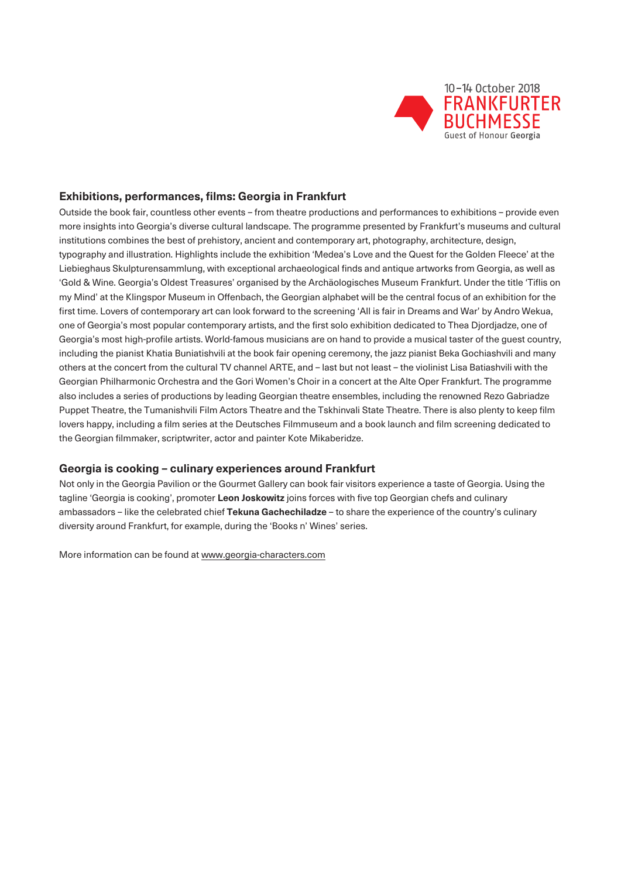## Exhibitions, performances, films: Georgia in Frankfurt

Outside the book fair, countless other events – from theatre productions and performances to exhibitions – provide even more insights into Georgia's diverse cultural landscape. The programme presented by Frankfurt's museums and cultural institutions combines the best of prehistory, ancient and contemporary art, photography, architecture, design, typography and illustration. Highlights include the exhibition 'Medea's Love and the Quest for the Golden Fleece' at the Liebieghaus Skulpturensammlung, with exceptional archaeological finds and antique artworks from Georgia, as well as 'Gold & Wine. Georgia's Oldest Treasures' organised by the Archäologisches Museum Frankfurt. Under the title 'Tiflis on my Mind' at the Klingspor Museum in Offenbach, the Georgian alphabet will be the central focus of an exhibition for the first time. Lovers of contemporary art can look forward to the screening 'All is fair in Dreams and War' by Andro Wekua, one of Georgia's most popular contemporary artists, and the first solo exhibition dedicated to Thea Djordjadze, one of Georgia's most high-profile artists. World-famous musicians are on hand to provide a musical taster of the guest country, including the pianist Khatia Buniatishvili at the book fair opening ceremony, the jazz pianist Beka Gochiashvili and many others at the concert from the cultural TV channel ARTE, and – last but not least – the violinist Lisa Batiashvili with the Georgian Philharmonic Orchestra and the Gori Women's Choir in a concert at the Alte Oper Frankfurt. The programme also includes a series of productions by leading Georgian theatre ensembles, including the renowned Rezo Gabriadze Puppet Theatre, the Tumanishvili Film Actors Theatre and the Tskhinvali State Theatre. There is also plenty to keep film lovers happy, including a film series at the Deutsches Filmmuseum and a book launch and film screening dedicated to the Georgian filmmaker, scriptwriter, actor and painter Kote Mikaberidze.

## Georgia is cooking – culinary experiences around Frankfurt

Not only in the Georgia Pavilion or the Gourmet Gallery can book fair visitors experience a taste of Georgia. Using the tagline 'Georgia is cooking', promoter **Leon Joskowitz** joins forces with five top Georgian chefs and culinary ambassadors – like the celebrated chief **Tekuna Gachechiladze** – to share the experience of the country's culinary diversity around Frankfurt, for example, during the 'Books n' Wines' series.

More information can be found at www.georgia-characters.com